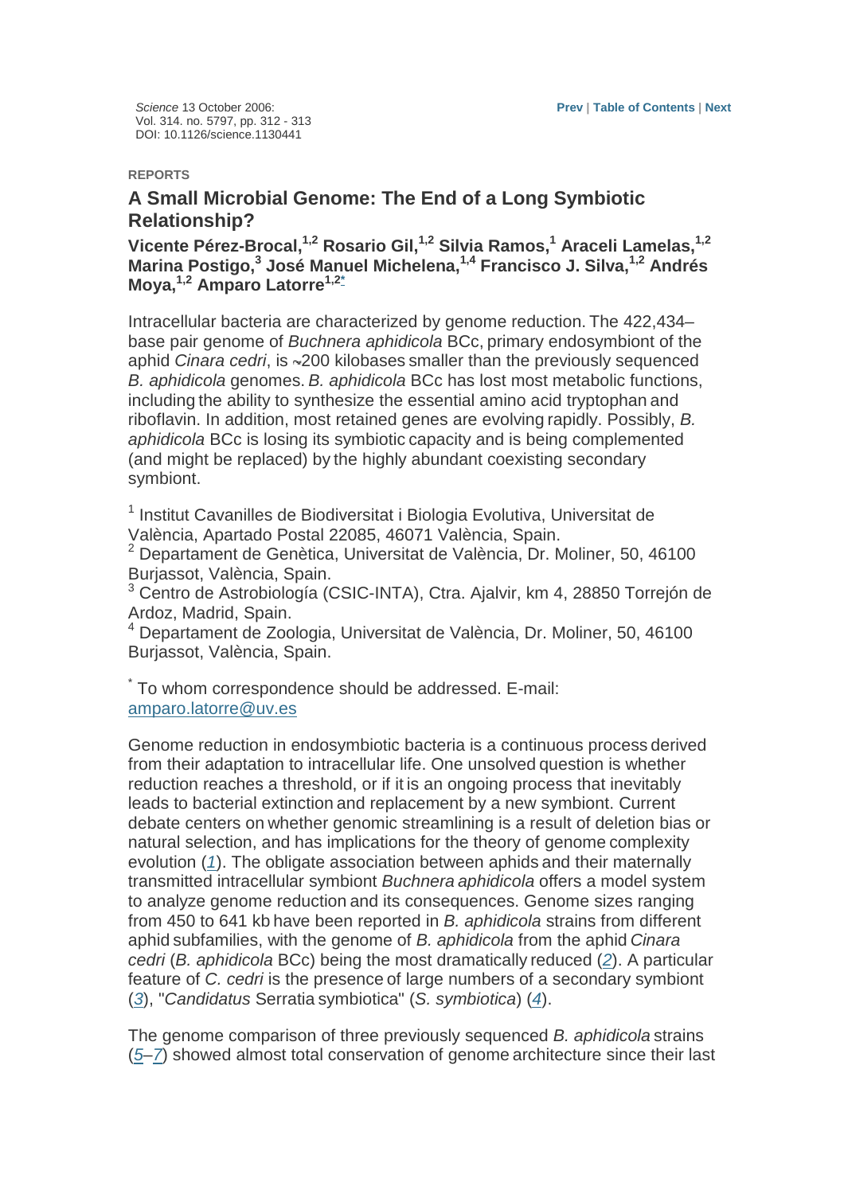*Science* 13 October 2006:
Vol. 314. no. 5797, pp. 312 - 313
DOI: 10.1126/science.1130441

REPORTS

## A Small Microbial Genome: The End of a Long Symbiotic Relationship?

**Vicente Pérez-Brocal,[1,2] Rosario Gil,[1,2] Silvia Ramos,[1] Araceli Lamelas,[1,2] Marina Postigo,[3] José Manuel Michelena,[1,4] Francisco J. Silva,[1,2] Andrés Moya,[1,2] Amparo Latorre[1,2*]**

Intracellular bacteria are characterized by genome reduction. The 422,434–base pair genome of *Buchnera aphidicola* BCc, primary endosymbiont of the aphid *Cinara cedri*, is ~200 kilobases smaller than the previously sequenced *B. aphidicola* genomes. *B. aphidicola* BCc has lost most metabolic functions, including the ability to synthesize the essential amino acid tryptophan and riboflavin. In addition, most retained genes are evolving rapidly. Possibly, *B. aphidicola* BCc is losing its symbiotic capacity and is being complemented (and might be replaced) by the highly abundant coexisting secondary symbiont.

[1] Institut Cavanilles de Biodiversitat i Biologia Evolutiva, Universitat de València, Apartado Postal 22085, 46071 València, Spain.
[2] Departament de Genètica, Universitat de València, Dr. Moliner, 50, 46100 Burjassot, València, Spain.
[3] Centro de Astrobiología (CSIC-INTA), Ctra. Ajalvir, km 4, 28850 Torrejón de Ardoz, Madrid, Spain.
[4] Departament de Zoologia, Universitat de València, Dr. Moliner, 50, 46100 Burjassot, València, Spain.

[*] To whom correspondence should be addressed. E-mail: amparo.latorre@uv.es

Genome reduction in endosymbiotic bacteria is a continuous process derived from their adaptation to intracellular life. One unsolved question is whether reduction reaches a threshold, or if it is an ongoing process that inevitably leads to bacterial extinction and replacement by a new symbiont. Current debate centers on whether genomic streamlining is a result of deletion bias or natural selection, and has implications for the theory of genome complexity evolution (*1*). The obligate association between aphids and their maternally transmitted intracellular symbiont *Buchnera aphidicola* offers a model system to analyze genome reduction and its consequences. Genome sizes ranging from 450 to 641 kb have been reported in *B. aphidicola* strains from different aphid subfamilies, with the genome of *B. aphidicola* from the aphid *Cinara cedri* (*B. aphidicola* BCc) being the most dramatically reduced (*2*). A particular feature of *C. cedri* is the presence of large numbers of a secondary symbiont (*3*), "*Candidatus* Serratia symbiotica" (*S. symbiotica*) (*4*).

The genome comparison of three previously sequenced *B. aphidicola* strains (*5*–*7*) showed almost total conservation of genome architecture since their last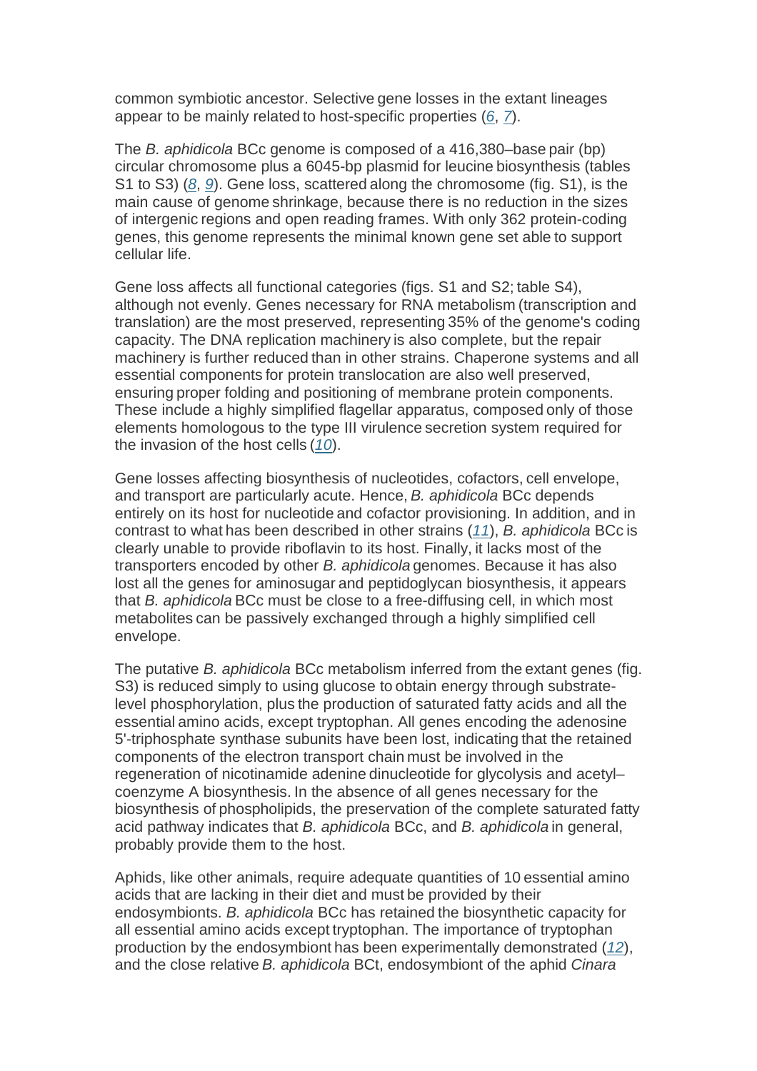common symbiotic ancestor. Selective gene losses in the extant lineages appear to be mainly related to host-specific properties ([6](), [7]()).

The *B. aphidicola* BCc genome is composed of a 416,380–base pair (bp) circular chromosome plus a 6045-bp plasmid for leucine biosynthesis (tables S1 to S3) ([8](), [9]()). Gene loss, scattered along the chromosome (fig. S1), is the main cause of genome shrinkage, because there is no reduction in the sizes of intergenic regions and open reading frames. With only 362 protein-coding genes, this genome represents the minimal known gene set able to support cellular life.

Gene loss affects all functional categories (figs. S1 and S2; table S4), although not evenly. Genes necessary for RNA metabolism (transcription and translation) are the most preserved, representing 35% of the genome's coding capacity. The DNA replication machinery is also complete, but the repair machinery is further reduced than in other strains. Chaperone systems and all essential components for protein translocation are also well preserved, ensuring proper folding and positioning of membrane protein components. These include a highly simplified flagellar apparatus, composed only of those elements homologous to the type III virulence secretion system required for the invasion of the host cells ([10]()).

Gene losses affecting biosynthesis of nucleotides, cofactors, cell envelope, and transport are particularly acute. Hence, *B. aphidicola* BCc depends entirely on its host for nucleotide and cofactor provisioning. In addition, and in contrast to what has been described in other strains ([11]()), *B. aphidicola* BCc is clearly unable to provide riboflavin to its host. Finally, it lacks most of the transporters encoded by other *B. aphidicola* genomes. Because it has also lost all the genes for aminosugar and peptidoglycan biosynthesis, it appears that *B. aphidicola* BCc must be close to a free-diffusing cell, in which most metabolites can be passively exchanged through a highly simplified cell envelope.

The putative *B. aphidicola* BCc metabolism inferred from the extant genes (fig. S3) is reduced simply to using glucose to obtain energy through substrate-level phosphorylation, plus the production of saturated fatty acids and all the essential amino acids, except tryptophan. All genes encoding the adenosine 5'-triphosphate synthase subunits have been lost, indicating that the retained components of the electron transport chain must be involved in the regeneration of nicotinamide adenine dinucleotide for glycolysis and acetyl–coenzyme A biosynthesis. In the absence of all genes necessary for the biosynthesis of phospholipids, the preservation of the complete saturated fatty acid pathway indicates that *B. aphidicola* BCc, and *B. aphidicola* in general, probably provide them to the host.

Aphids, like other animals, require adequate quantities of 10 essential amino acids that are lacking in their diet and must be provided by their endosymbionts. *B. aphidicola* BCc has retained the biosynthetic capacity for all essential amino acids except tryptophan. The importance of tryptophan production by the endosymbiont has been experimentally demonstrated ([12]()), and the close relative *B. aphidicola* BCt, endosymbiont of the aphid *Cinara*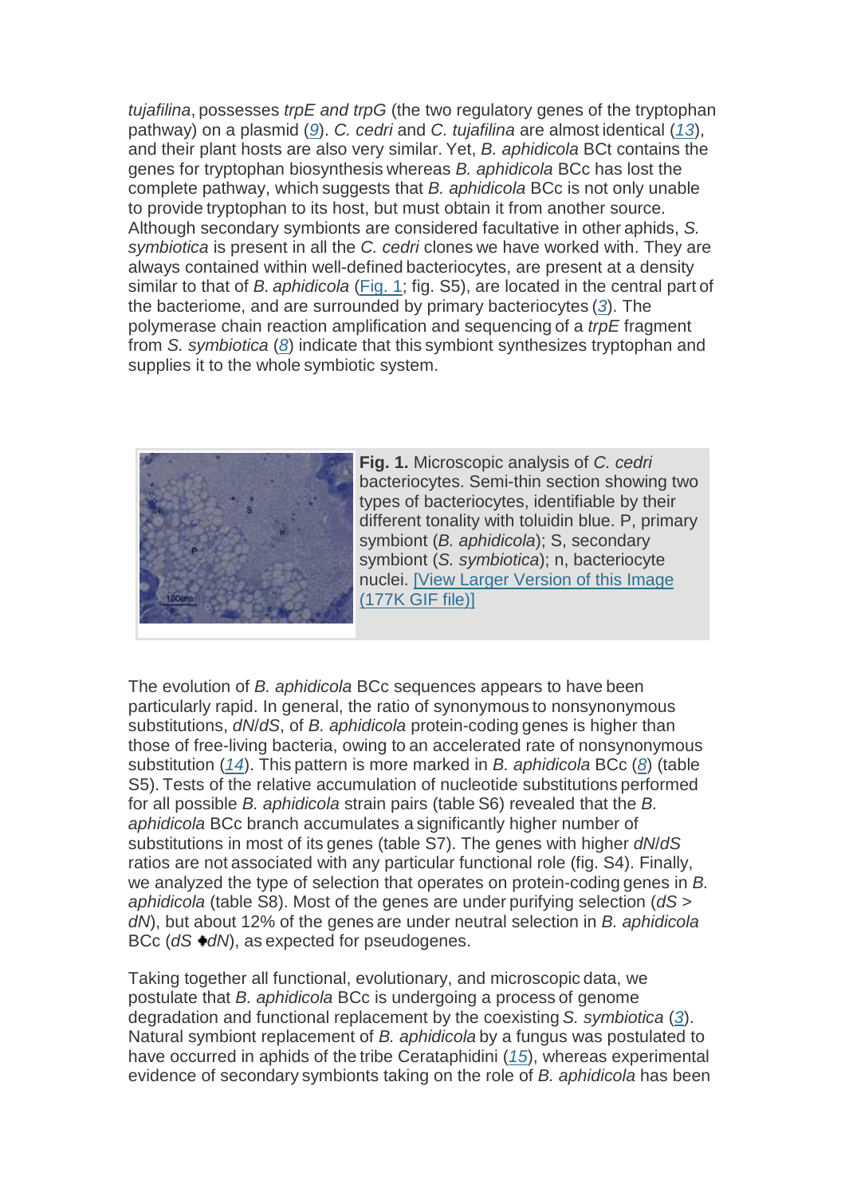*tujafilina*, possesses *trpE and trpG* (the two regulatory genes of the tryptophan pathway) on a plasmid (*9*). *C. cedri* and *C. tujafilina* are almost identical (*13*), and their plant hosts are also very similar. Yet, *B. aphidicola* BCt contains the genes for tryptophan biosynthesis whereas *B. aphidicola* BCc has lost the complete pathway, which suggests that *B. aphidicola* BCc is not only unable to provide tryptophan to its host, but must obtain it from another source. Although secondary symbionts are considered facultative in other aphids, *S. symbiotica* is present in all the *C. cedri* clones we have worked with. They are always contained within well-defined bacteriocytes, are present at a density similar to that of *B. aphidicola* (Fig. 1; fig. S5), are located in the central part of the bacteriome, and are surrounded by primary bacteriocytes (*3*). The polymerase chain reaction amplification and sequencing of a *trpE* fragment from *S. symbiotica* (*8*) indicate that this symbiont synthesizes tryptophan and supplies it to the whole symbiotic system.

**Fig. 1.** Microscopic analysis of *C. cedri* bacteriocytes. Semi-thin section showing two types of bacteriocytes, identifiable by their different tonality with toluidin blue. P, primary symbiont (*B. aphidicola*); S, secondary symbiont (*S. symbiotica*); n, bacteriocyte nuclei. [View Larger Version of this Image (177K GIF file)]

The evolution of *B. aphidicola* BCc sequences appears to have been particularly rapid. In general, the ratio of synonymous to nonsynonymous substitutions, *dN*/*dS*, of *B. aphidicola* protein-coding genes is higher than those of free-living bacteria, owing to an accelerated rate of nonsynonymous substitution (*14*). This pattern is more marked in *B. aphidicola* BCc (*8*) (table S5). Tests of the relative accumulation of nucleotide substitutions performed for all possible *B. aphidicola* strain pairs (table S6) revealed that the *B. aphidicola* BCc branch accumulates a significantly higher number of substitutions in most of its genes (table S7). The genes with higher *dN*/*dS* ratios are not associated with any particular functional role (fig. S4). Finally, we analyzed the type of selection that operates on protein-coding genes in *B. aphidicola* (table S8). Most of the genes are under purifying selection ($dS > dN$), but about 12% of the genes are under neutral selection in *B. aphidicola* BCc ($dS \approx dN$), as expected for pseudogenes.

Taking together all functional, evolutionary, and microscopic data, we postulate that *B. aphidicola* BCc is undergoing a process of genome degradation and functional replacement by the coexisting *S. symbiotica* (*3*). Natural symbiont replacement of *B. aphidicola* by a fungus was postulated to have occurred in aphids of the tribe Cerataphidini (*15*), whereas experimental evidence of secondary symbionts taking on the role of *B. aphidicola* has been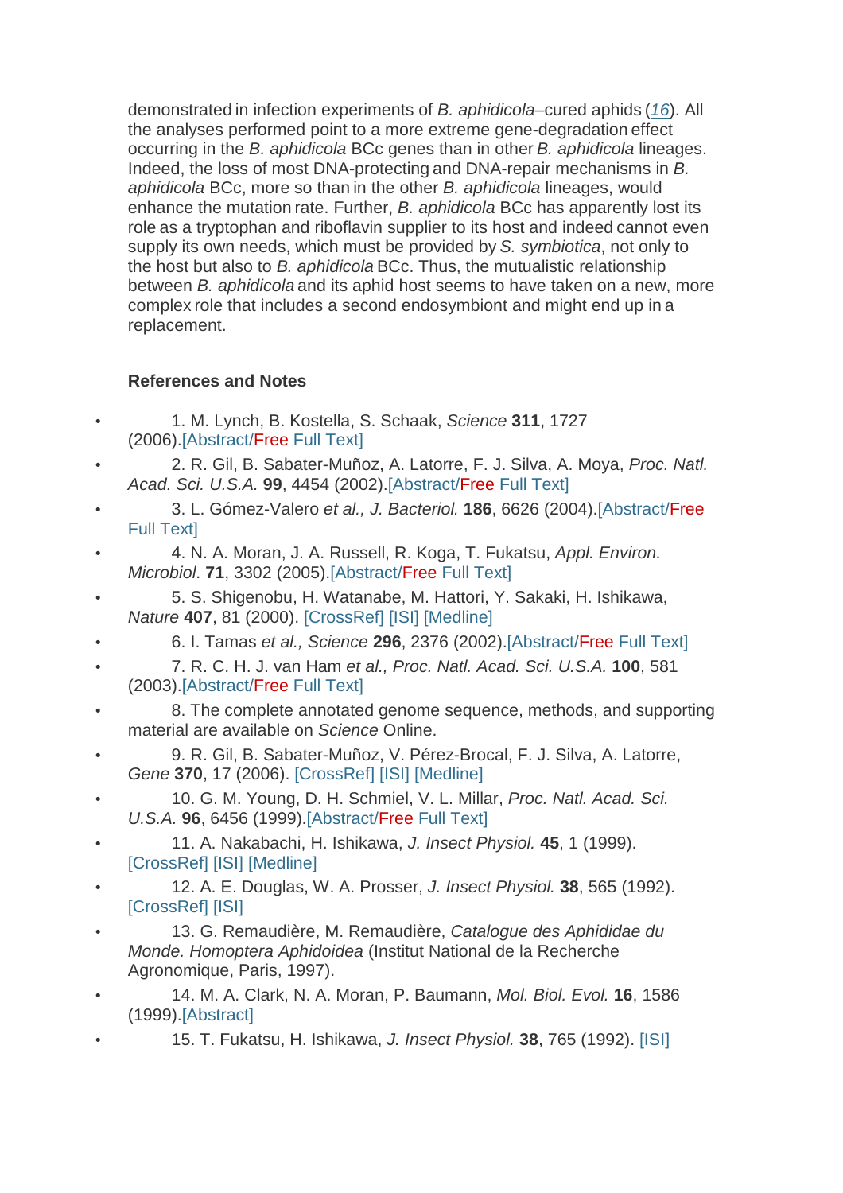demonstrated in infection experiments of *B. aphidicola*–cured aphids ([16](#)). All the analyses performed point to a more extreme gene-degradation effect occurring in the *B. aphidicola* BCc genes than in other *B. aphidicola* lineages. Indeed, the loss of most DNA-protecting and DNA-repair mechanisms in *B. aphidicola* BCc, more so than in the other *B. aphidicola* lineages, would enhance the mutation rate. Further, *B. aphidicola* BCc has apparently lost its role as a tryptophan and riboflavin supplier to its host and indeed cannot even supply its own needs, which must be provided by *S. symbiotica*, not only to the host but also to *B. aphidicola* BCc. Thus, the mutualistic relationship between *B. aphidicola* and its aphid host seems to have taken on a new, more complex role that includes a second endosymbiont and might end up in a replacement.

### References and Notes

- 1. M. Lynch, B. Kostella, S. Schaak, *Science* **311**, 1727 (2006).[Abstract/Free Full Text]
- 2. R. Gil, B. Sabater-Muñoz, A. Latorre, F. J. Silva, A. Moya, *Proc. Natl. Acad. Sci. U.S.A.* **99**, 4454 (2002).[Abstract/Free Full Text]
- 3. L. Gómez-Valero *et al., J. Bacteriol.* **186**, 6626 (2004).[Abstract/Free Full Text]
- 4. N. A. Moran, J. A. Russell, R. Koga, T. Fukatsu, *Appl. Environ. Microbiol*. **71**, 3302 (2005).[Abstract/Free Full Text]
- 5. S. Shigenobu, H. Watanabe, M. Hattori, Y. Sakaki, H. Ishikawa, *Nature* **407**, 81 (2000). [CrossRef] [ISI] [Medline]
- 6. I. Tamas *et al., Science* **296**, 2376 (2002).[Abstract/Free Full Text]
- 7. R. C. H. J. van Ham *et al., Proc. Natl. Acad. Sci. U.S.A.* **100**, 581 (2003).[Abstract/Free Full Text]
- 8. The complete annotated genome sequence, methods, and supporting material are available on *Science* Online.
- 9. R. Gil, B. Sabater-Muñoz, V. Pérez-Brocal, F. J. Silva, A. Latorre, *Gene* **370**, 17 (2006). [CrossRef] [ISI] [Medline]
- 10. G. M. Young, D. H. Schmiel, V. L. Millar, *Proc. Natl. Acad. Sci. U.S.A.* **96**, 6456 (1999).[Abstract/Free Full Text]
- 11. A. Nakabachi, H. Ishikawa, *J. Insect Physiol.* **45**, 1 (1999). [CrossRef] [ISI] [Medline]
- 12. A. E. Douglas, W. A. Prosser, *J. Insect Physiol.* **38**, 565 (1992). [CrossRef] [ISI]
- 13. G. Remaudière, M. Remaudière, *Catalogue des Aphididae du Monde. Homoptera Aphidoidea* (Institut National de la Recherche Agronomique, Paris, 1997).
- 14. M. A. Clark, N. A. Moran, P. Baumann, *Mol. Biol. Evol.* **16**, 1586 (1999).[Abstract]
- 15. T. Fukatsu, H. Ishikawa, *J. Insect Physiol.* **38**, 765 (1992). [ISI]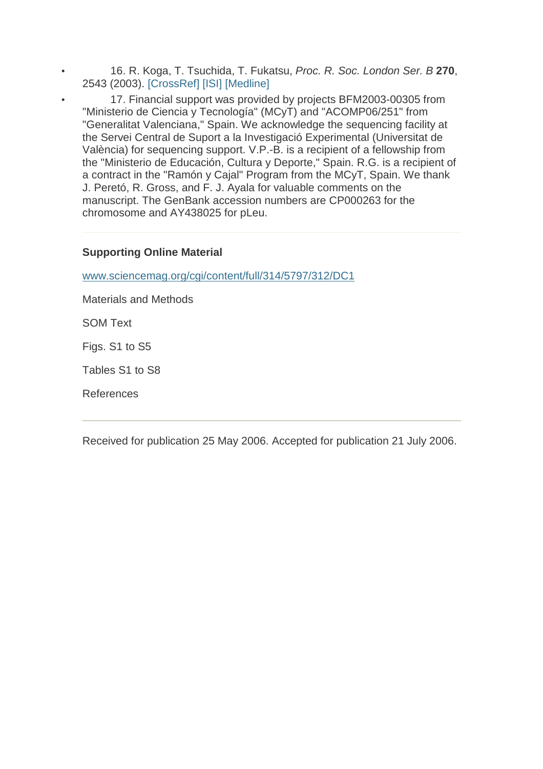- 16. R. Koga, T. Tsuchida, T. Fukatsu, *Proc. R. Soc. London Ser. B* **270**, 2543 (2003). [CrossRef] [ISI] [Medline]
- 17. Financial support was provided by projects BFM2003-00305 from "Ministerio de Ciencia y Tecnología" (MCyT) and "ACOMP06/251" from "Generalitat Valenciana," Spain. We acknowledge the sequencing facility at the Servei Central de Suport a la Investigació Experimental (Universitat de València) for sequencing support. V.P.-B. is a recipient of a fellowship from the "Ministerio de Educación, Cultura y Deporte," Spain. R.G. is a recipient of a contract in the "Ramón y Cajal" Program from the MCyT, Spain. We thank J. Peretó, R. Gross, and F. J. Ayala for valuable comments on the manuscript. The GenBank accession numbers are CP000263 for the chromosome and AY438025 for pLeu.

---

**Supporting Online Material**

www.sciencemag.org/cgi/content/full/314/5797/312/DC1

Materials and Methods

SOM Text

Figs. S1 to S5

Tables S1 to S8

References

---

Received for publication 25 May 2006. Accepted for publication 21 July 2006.